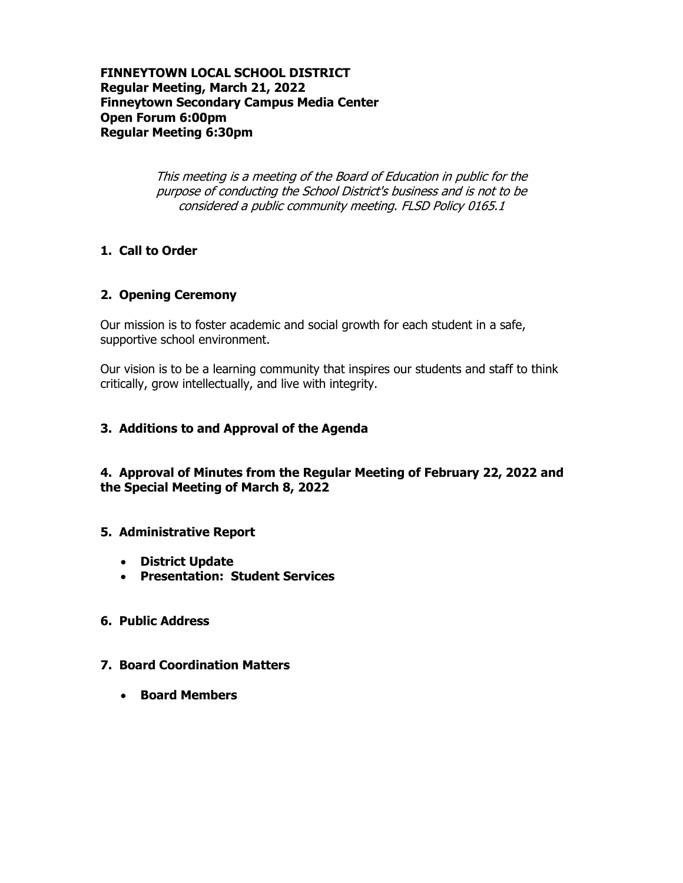**FINNEYTOWN LOCAL SCHOOL DISTRICT**
**Regular Meeting, March 21, 2022**
**Finneytown Secondary Campus Media Center**
**Open Forum 6:00pm**
**Regular Meeting 6:30pm**

*This meeting is a meeting of the Board of Education in public for the purpose of conducting the School District's business and is not to be considered a public community meeting. FLSD Policy 0165.1*

## 1. Call to Order

## 2. Opening Ceremony

Our mission is to foster academic and social growth for each student in a safe, supportive school environment.

Our vision is to be a learning community that inspires our students and staff to think critically, grow intellectually, and live with integrity.

## 3. Additions to and Approval of the Agenda

## 4. Approval of Minutes from the Regular Meeting of February 22, 2022 and the Special Meeting of March 8, 2022

## 5. Administrative Report

- **District Update**
- **Presentation: Student Services**

## 6. Public Address

## 7. Board Coordination Matters

- **Board Members**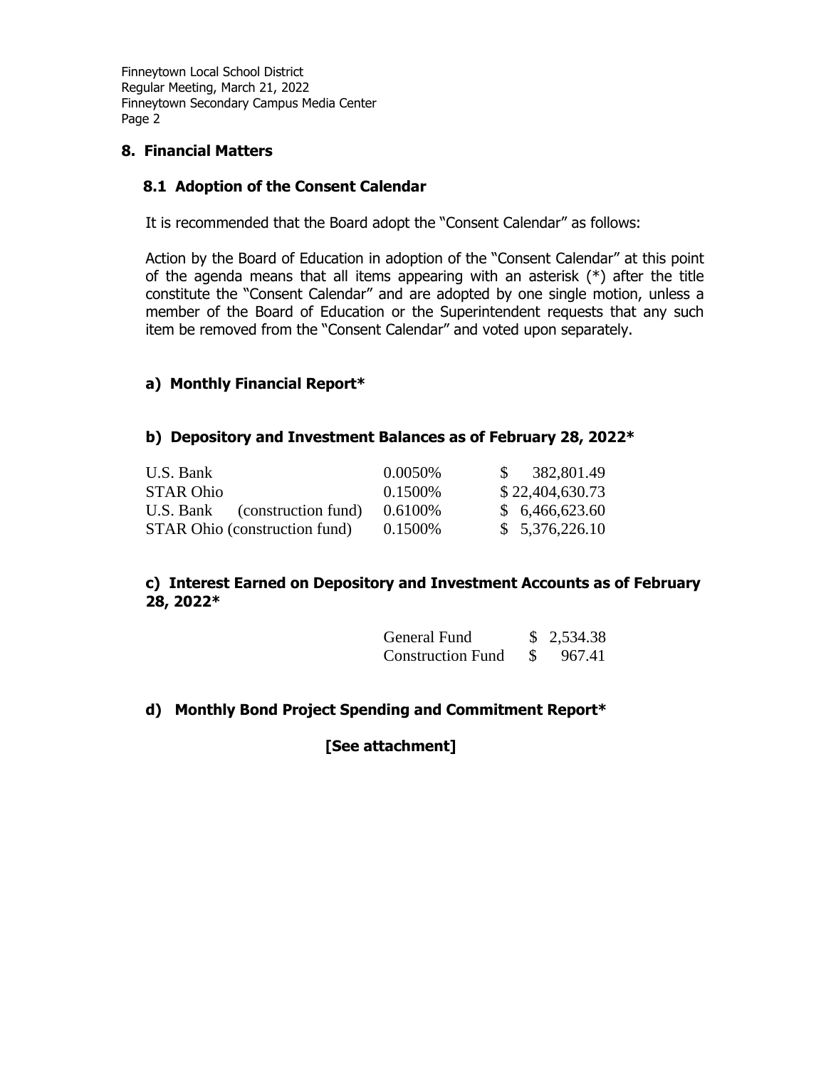## 8. Financial Matters

### 8.1 Adoption of the Consent Calendar

It is recommended that the Board adopt the "Consent Calendar" as follows:

Action by the Board of Education in adoption of the "Consent Calendar" at this point of the agenda means that all items appearing with an asterisk (*) after the title constitute the "Consent Calendar" and are adopted by one single motion, unless a member of the Board of Education or the Superintendent requests that any such item be removed from the "Consent Calendar" and voted upon separately.

**a) Monthly Financial Report***

**b) Depository and Investment Balances as of February 28, 2022***

| | | |
|---|---|---|
| U.S. Bank | 0.0050% | $ 382,801.49 |
| STAR Ohio | 0.1500% | $ 22,404,630.73 |
| U.S. Bank (construction fund) | 0.6100% | $ 6,466,623.60 |
| STAR Ohio (construction fund) | 0.1500% | $ 5,376,226.10 |

**c) Interest Earned on Depository and Investment Accounts as of February 28, 2022***

| | |
|---|---|
| General Fund | $ 2,534.38 |
| Construction Fund | $ 967.41 |

**d) Monthly Bond Project Spending and Commitment Report***

**[See attachment]**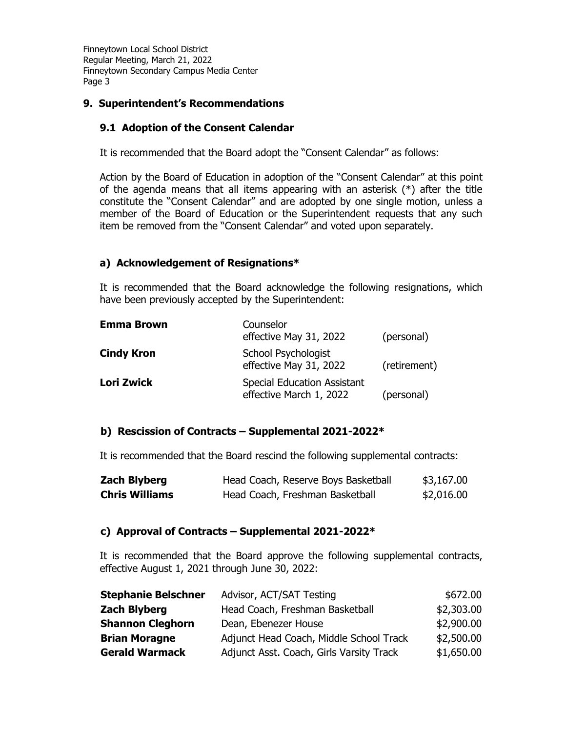## 9. Superintendent's Recommendations

### 9.1 Adoption of the Consent Calendar

It is recommended that the Board adopt the "Consent Calendar" as follows:

Action by the Board of Education in adoption of the "Consent Calendar" at this point of the agenda means that all items appearing with an asterisk (*) after the title constitute the "Consent Calendar" and are adopted by one single motion, unless a member of the Board of Education or the Superintendent requests that any such item be removed from the "Consent Calendar" and voted upon separately.

### a) Acknowledgement of Resignations*

It is recommended that the Board acknowledge the following resignations, which have been previously accepted by the Superintendent:

| | | |
|---|---|---|
| **Emma Brown** | Counselor<br>effective May 31, 2022 | (personal) |
| **Cindy Kron** | School Psychologist<br>effective May 31, 2022 | (retirement) |
| **Lori Zwick** | Special Education Assistant<br>effective March 1, 2022 | (personal) |

### b) Rescission of Contracts – Supplemental 2021-2022*

It is recommended that the Board rescind the following supplemental contracts:

| | | |
|---|---|---|
| **Zach Blyberg** | Head Coach, Reserve Boys Basketball | $3,167.00 |
| **Chris Williams** | Head Coach, Freshman Basketball | $2,016.00 |

### c) Approval of Contracts – Supplemental 2021-2022*

It is recommended that the Board approve the following supplemental contracts, effective August 1, 2021 through June 30, 2022:

| | | |
|---|---|---|
| **Stephanie Belschner** | Advisor, ACT/SAT Testing | $672.00 |
| **Zach Blyberg** | Head Coach, Freshman Basketball | $2,303.00 |
| **Shannon Cleghorn** | Dean, Ebenezer House | $2,900.00 |
| **Brian Moragne** | Adjunct Head Coach, Middle School Track | $2,500.00 |
| **Gerald Warmack** | Adjunct Asst. Coach, Girls Varsity Track | $1,650.00 |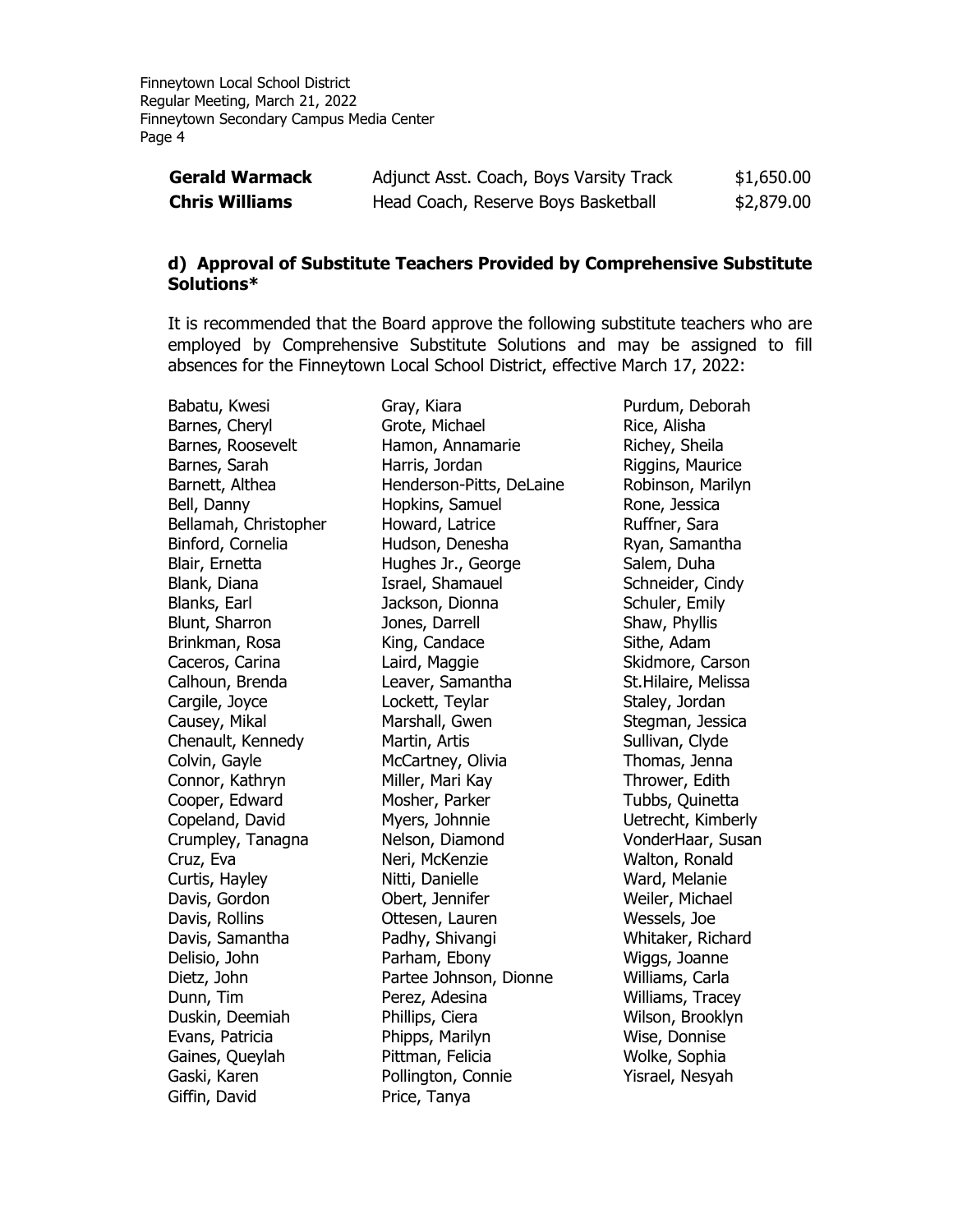| | | |
|---|---|---|
| **Gerald Warmack** | Adjunct Asst. Coach, Boys Varsity Track | \$1,650.00 |
| **Chris Williams** | Head Coach, Reserve Boys Basketball | \$2,879.00 |

### d) Approval of Substitute Teachers Provided by Comprehensive Substitute Solutions*

It is recommended that the Board approve the following substitute teachers who are employed by Comprehensive Substitute Solutions and may be assigned to fill absences for the Finneytown Local School District, effective March 17, 2022:

Babatu, Kwesi
Barnes, Cheryl
Barnes, Roosevelt
Barnes, Sarah
Barnett, Althea
Bell, Danny
Bellamah, Christopher
Binford, Cornelia
Blair, Ernetta
Blank, Diana
Blanks, Earl
Blunt, Sharron
Brinkman, Rosa
Caceros, Carina
Calhoun, Brenda
Cargile, Joyce
Causey, Mikal
Chenault, Kennedy
Colvin, Gayle
Connor, Kathryn
Cooper, Edward
Copeland, David
Crumpley, Tanagna
Cruz, Eva
Curtis, Hayley
Davis, Gordon
Davis, Rollins
Davis, Samantha
Delisio, John
Dietz, John
Dunn, Tim
Duskin, Deemiah
Evans, Patricia
Gaines, Queylah
Gaski, Karen
Giffin, David
Gray, Kiara
Grote, Michael
Hamon, Annamarie
Harris, Jordan
Henderson-Pitts, DeLaine
Hopkins, Samuel
Howard, Latrice
Hudson, Denesha
Hughes Jr., George
Israel, Shamauel
Jackson, Dionna
Jones, Darrell
King, Candace
Laird, Maggie
Leaver, Samantha
Lockett, Teylar
Marshall, Gwen
Martin, Artis
McCartney, Olivia
Miller, Mari Kay
Mosher, Parker
Myers, Johnnie
Nelson, Diamond
Neri, McKenzie
Nitti, Danielle
Obert, Jennifer
Ottesen, Lauren
Padhy, Shivangi
Parham, Ebony
Partee Johnson, Dionne
Perez, Adesina
Phillips, Ciera
Phipps, Marilyn
Pittman, Felicia
Pollington, Connie
Price, Tanya
Purdum, Deborah
Rice, Alisha
Richey, Sheila
Riggins, Maurice
Robinson, Marilyn
Rone, Jessica
Ruffner, Sara
Ryan, Samantha
Salem, Duha
Schneider, Cindy
Schuler, Emily
Shaw, Phyllis
Sithe, Adam
Skidmore, Carson
St.Hilaire, Melissa
Staley, Jordan
Stegman, Jessica
Sullivan, Clyde
Thomas, Jenna
Thrower, Edith
Tubbs, Quinetta
Uetrecht, Kimberly
VonderHaar, Susan
Walton, Ronald
Ward, Melanie
Weiler, Michael
Wessels, Joe
Whitaker, Richard
Wiggs, Joanne
Williams, Carla
Williams, Tracey
Wilson, Brooklyn
Wise, Donnise
Wolke, Sophia
Yisrael, Nesyah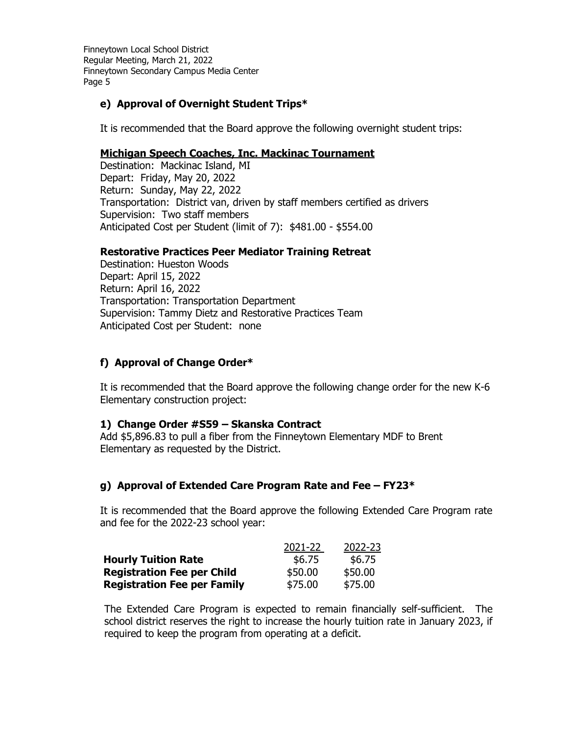### e) Approval of Overnight Student Trips*

It is recommended that the Board approve the following overnight student trips:

**Michigan Speech Coaches, Inc. Mackinac Tournament**

Destination: Mackinac Island, MI
Depart: Friday, May 20, 2022
Return: Sunday, May 22, 2022
Transportation: District van, driven by staff members certified as drivers
Supervision: Two staff members
Anticipated Cost per Student (limit of 7): $481.00 - $554.00

**Restorative Practices Peer Mediator Training Retreat**

Destination: Hueston Woods
Depart: April 15, 2022
Return: April 16, 2022
Transportation: Transportation Department
Supervision: Tammy Dietz and Restorative Practices Team
Anticipated Cost per Student: none

### f) Approval of Change Order*

It is recommended that the Board approve the following change order for the new K-6 Elementary construction project:

**1) Change Order #S59 – Skanska Contract**

Add $5,896.83 to pull a fiber from the Finneytown Elementary MDF to Brent Elementary as requested by the District.

### g) Approval of Extended Care Program Rate and Fee – FY23*

It is recommended that the Board approve the following Extended Care Program rate and fee for the 2022-23 school year:

| | 2021-22 | 2022-23 |
|---|---|---|
| **Hourly Tuition Rate** | $6.75 | $6.75 |
| **Registration Fee per Child** | $50.00 | $50.00 |
| **Registration Fee per Family** | $75.00 | $75.00 |

The Extended Care Program is expected to remain financially self-sufficient. The school district reserves the right to increase the hourly tuition rate in January 2023, if required to keep the program from operating at a deficit.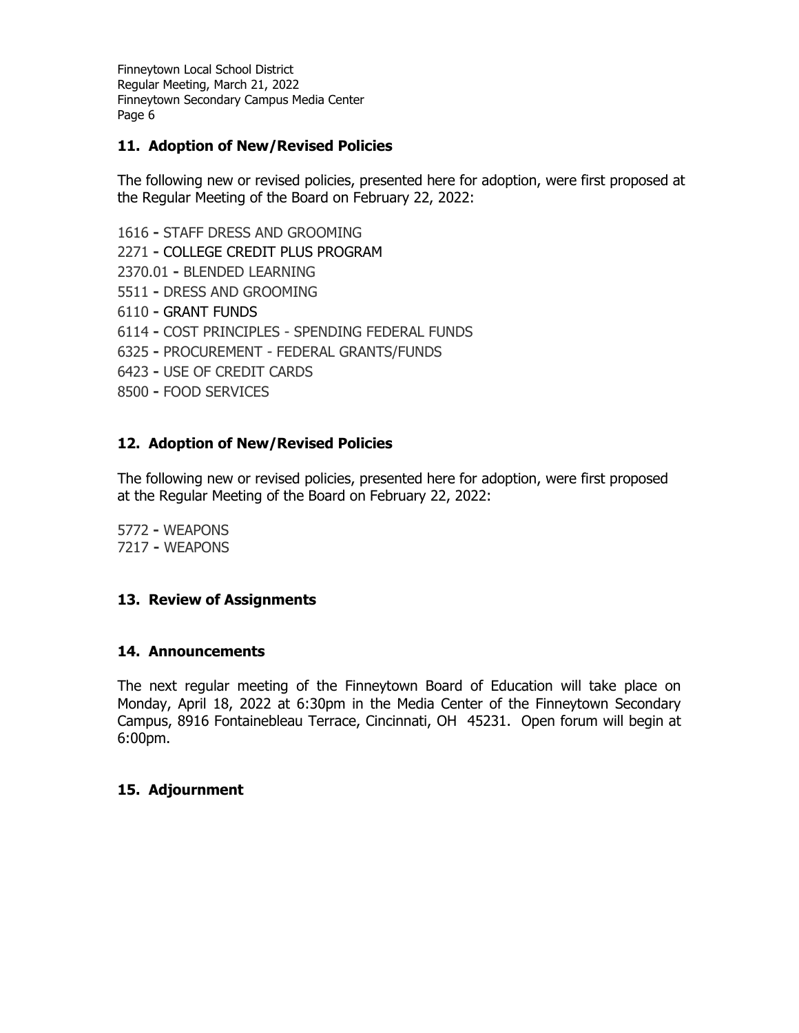## 11. Adoption of New/Revised Policies

The following new or revised policies, presented here for adoption, were first proposed at the Regular Meeting of the Board on February 22, 2022:

1616 - STAFF DRESS AND GROOMING
2271 - COLLEGE CREDIT PLUS PROGRAM
2370.01 - BLENDED LEARNING
5511 - DRESS AND GROOMING
6110 - GRANT FUNDS
6114 - COST PRINCIPLES - SPENDING FEDERAL FUNDS
6325 - PROCUREMENT - FEDERAL GRANTS/FUNDS
6423 - USE OF CREDIT CARDS
8500 - FOOD SERVICES

## 12. Adoption of New/Revised Policies

The following new or revised policies, presented here for adoption, were first proposed at the Regular Meeting of the Board on February 22, 2022:

5772 - WEAPONS
7217 - WEAPONS

## 13. Review of Assignments

## 14. Announcements

The next regular meeting of the Finneytown Board of Education will take place on Monday, April 18, 2022 at 6:30pm in the Media Center of the Finneytown Secondary Campus, 8916 Fontainebleau Terrace, Cincinnati, OH 45231. Open forum will begin at 6:00pm.

## 15. Adjournment